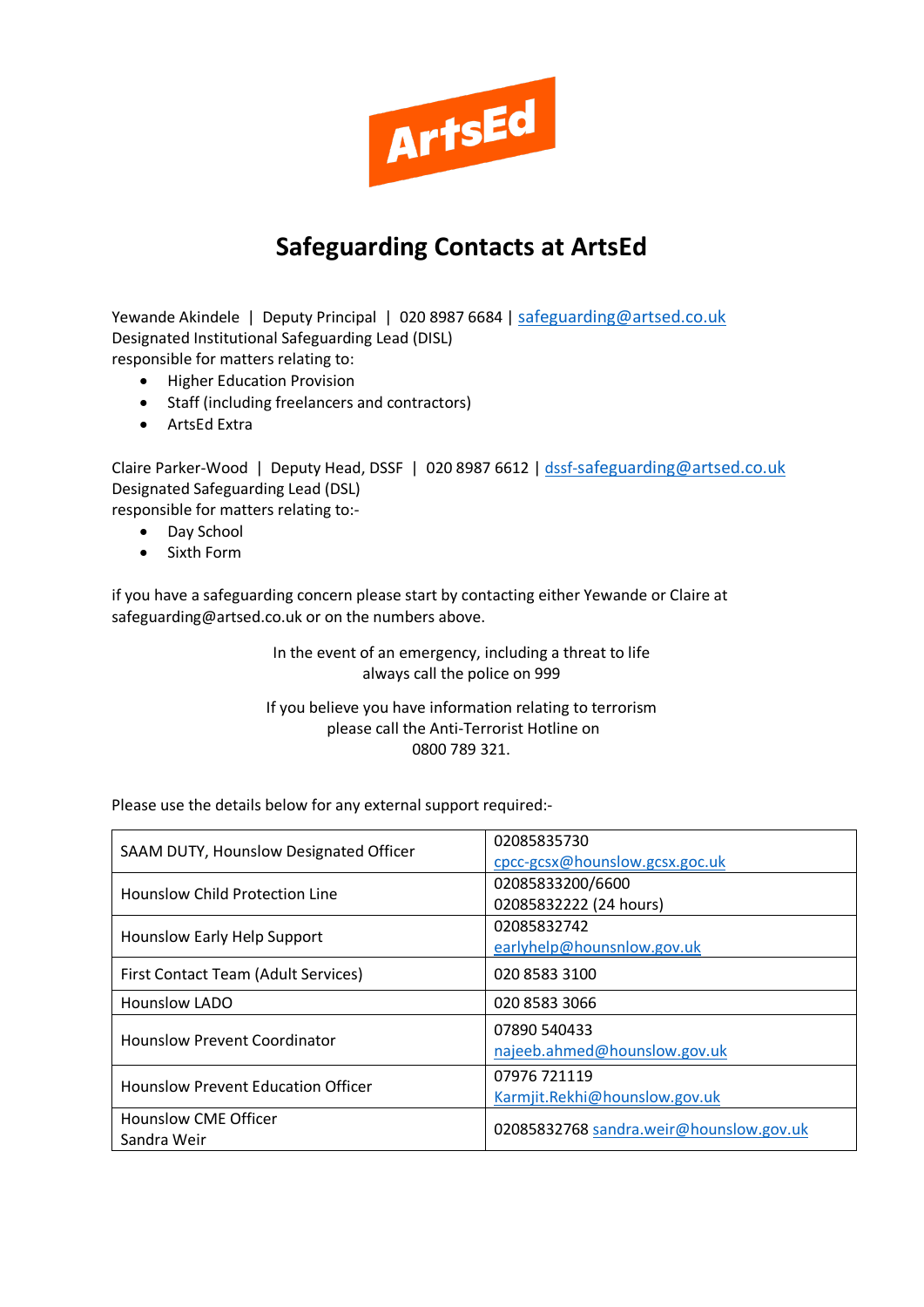ArtsEd

# Safeguarding Contacts at ArtsEd

Yewande Akindele | Deputy Principal | 020 8987 6684 | safeguarding@artsed.co.uk
Designated Institutional Safeguarding Lead (DISL)
responsible for matters relating to:

- Higher Education Provision
- Staff (including freelancers and contractors)
- ArtsEd Extra

Claire Parker-Wood | Deputy Head, DSSF | 020 8987 6612 | dssf-safeguarding@artsed.co.uk
Designated Safeguarding Lead (DSL)
responsible for matters relating to:-

- Day School
- Sixth Form

if you have a safeguarding concern please start by contacting either Yewande or Claire at safeguarding@artsed.co.uk or on the numbers above.

In the event of an emergency, including a threat to life
always call the police on 999

If you believe you have information relating to terrorism
please call the Anti-Terrorist Hotline on
0800 789 321.

Please use the details below for any external support required:-

| | |
|---|---|
| SAAM DUTY, Hounslow Designated Officer | 02085835730<br>cpcc-gcsx@hounslow.gcsx.goc.uk |
| Hounslow Child Protection Line | 02085833200/6600<br>02085832222 (24 hours) |
| Hounslow Early Help Support | 02085832742<br>earlyhelp@hounsnlow.gov.uk |
| First Contact Team (Adult Services) | 020 8583 3100 |
| Hounslow LADO | 020 8583 3066 |
| Hounslow Prevent Coordinator | 07890 540433<br>najeeb.ahmed@hounslow.gov.uk |
| Hounslow Prevent Education Officer | 07976 721119<br>Karmjit.Rekhi@hounslow.gov.uk |
| Hounslow CME Officer<br>Sandra Weir | 02085832768 sandra.weir@hounslow.gov.uk |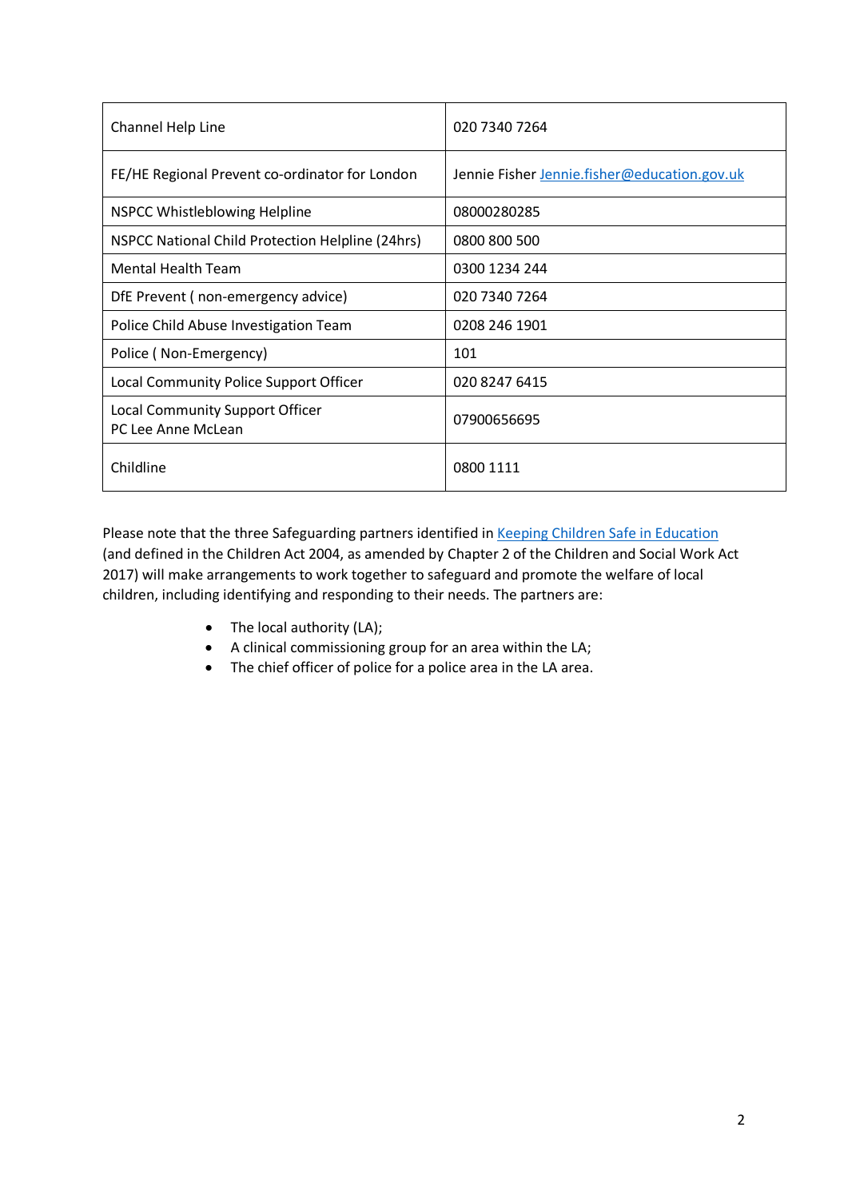| | |
|---|---|
| Channel Help Line | 020 7340 7264 |
| FE/HE Regional Prevent co-ordinator for London | Jennie Fisher Jennie.fisher@education.gov.uk |
| NSPCC Whistleblowing Helpline | 08000280285 |
| NSPCC National Child Protection Helpline (24hrs) | 0800 800 500 |
| Mental Health Team | 0300 1234 244 |
| DfE Prevent ( non-emergency advice) | 020 7340 7264 |
| Police Child Abuse Investigation Team | 0208 246 1901 |
| Police ( Non-Emergency) | 101 |
| Local Community Police Support Officer | 020 8247 6415 |
| Local Community Support Officer<br>PC Lee Anne McLean | 07900656695 |
| Childline | 0800 1111 |

Please note that the three Safeguarding partners identified in Keeping Children Safe in Education (and defined in the Children Act 2004, as amended by Chapter 2 of the Children and Social Work Act 2017) will make arrangements to work together to safeguard and promote the welfare of local children, including identifying and responding to their needs. The partners are:

- The local authority (LA);
- A clinical commissioning group for an area within the LA;
- The chief officer of police for a police area in the LA area.